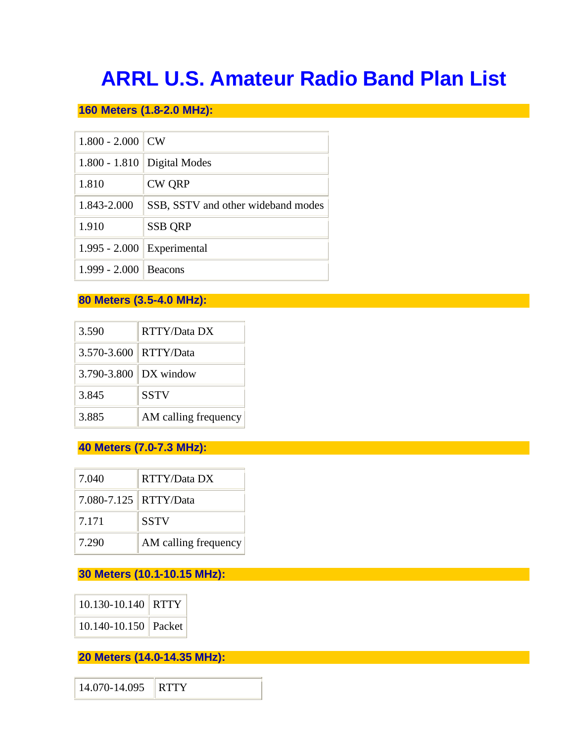# ARRL U.S. Amateur Radio Band Plan List

## 160 Meters (1.8-2.0 MHz):

| | |
|---|---|
| 1.800 - 2.000 | CW |
| 1.800 - 1.810 | Digital Modes |
| 1.810 | CW QRP |
| 1.843-2.000 | SSB, SSTV and other wideband modes |
| 1.910 | SSB QRP |
| 1.995 - 2.000 | Experimental |
| 1.999 - 2.000 | Beacons |

## 80 Meters (3.5-4.0 MHz):

| | |
|---|---|
| 3.590 | RTTY/Data DX |
| 3.570-3.600 | RTTY/Data |
| 3.790-3.800 | DX window |
| 3.845 | SSTV |
| 3.885 | AM calling frequency |

## 40 Meters (7.0-7.3 MHz):

| | |
|---|---|
| 7.040 | RTTY/Data DX |
| 7.080-7.125 | RTTY/Data |
| 7.171 | SSTV |
| 7.290 | AM calling frequency |

## 30 Meters (10.1-10.15 MHz):

| | |
|---|---|
| 10.130-10.140 | RTTY |
| 10.140-10.150 | Packet |

## 20 Meters (14.0-14.35 MHz):

| | |
|---|---|
| 14.070-14.095 | RTTY |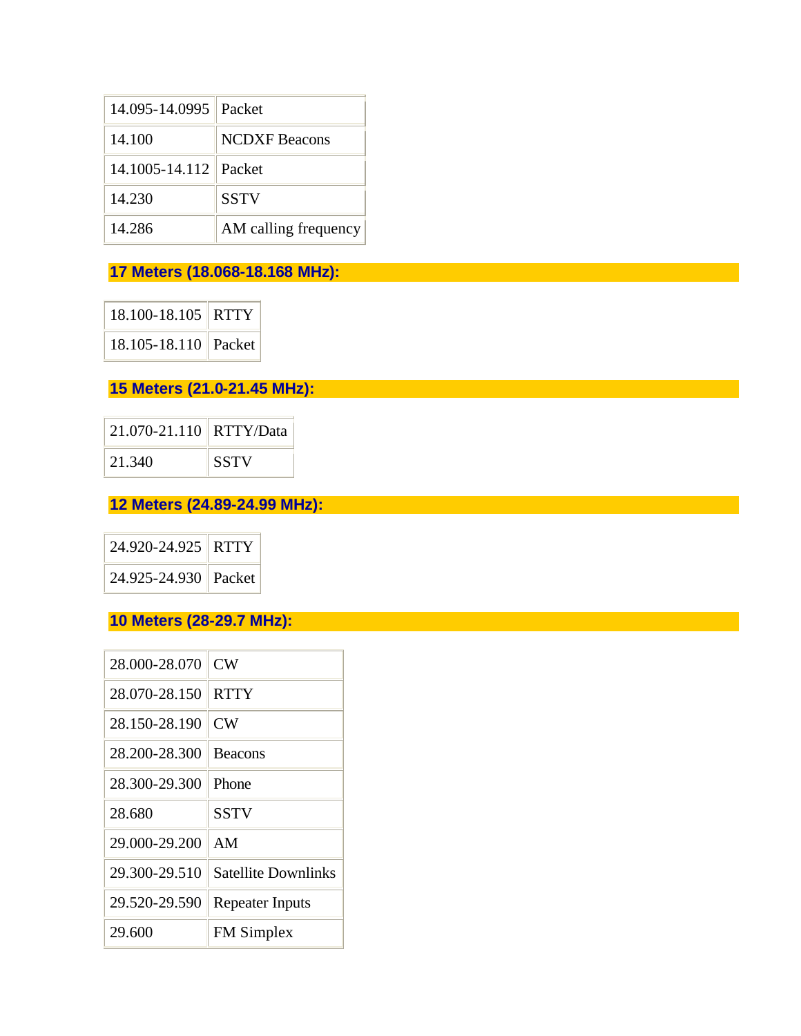| | |
|---|---|
| 14.095-14.0995 | Packet |
| 14.100 | NCDXF Beacons |
| 14.1005-14.112 | Packet |
| 14.230 | SSTV |
| 14.286 | AM calling frequency |

### 17 Meters (18.068-18.168 MHz):

| | |
|---|---|
| 18.100-18.105 | RTTY |
| 18.105-18.110 | Packet |

### 15 Meters (21.0-21.45 MHz):

| | |
|---|---|
| 21.070-21.110 | RTTY/Data |
| 21.340 | SSTV |

### 12 Meters (24.89-24.99 MHz):

| | |
|---|---|
| 24.920-24.925 | RTTY |
| 24.925-24.930 | Packet |

### 10 Meters (28-29.7 MHz):

| | |
|---|---|
| 28.000-28.070 | CW |
| 28.070-28.150 | RTTY |
| 28.150-28.190 | CW |
| 28.200-28.300 | Beacons |
| 28.300-29.300 | Phone |
| 28.680 | SSTV |
| 29.000-29.200 | AM |
| 29.300-29.510 | Satellite Downlinks |
| 29.520-29.590 | Repeater Inputs |
| 29.600 | FM Simplex |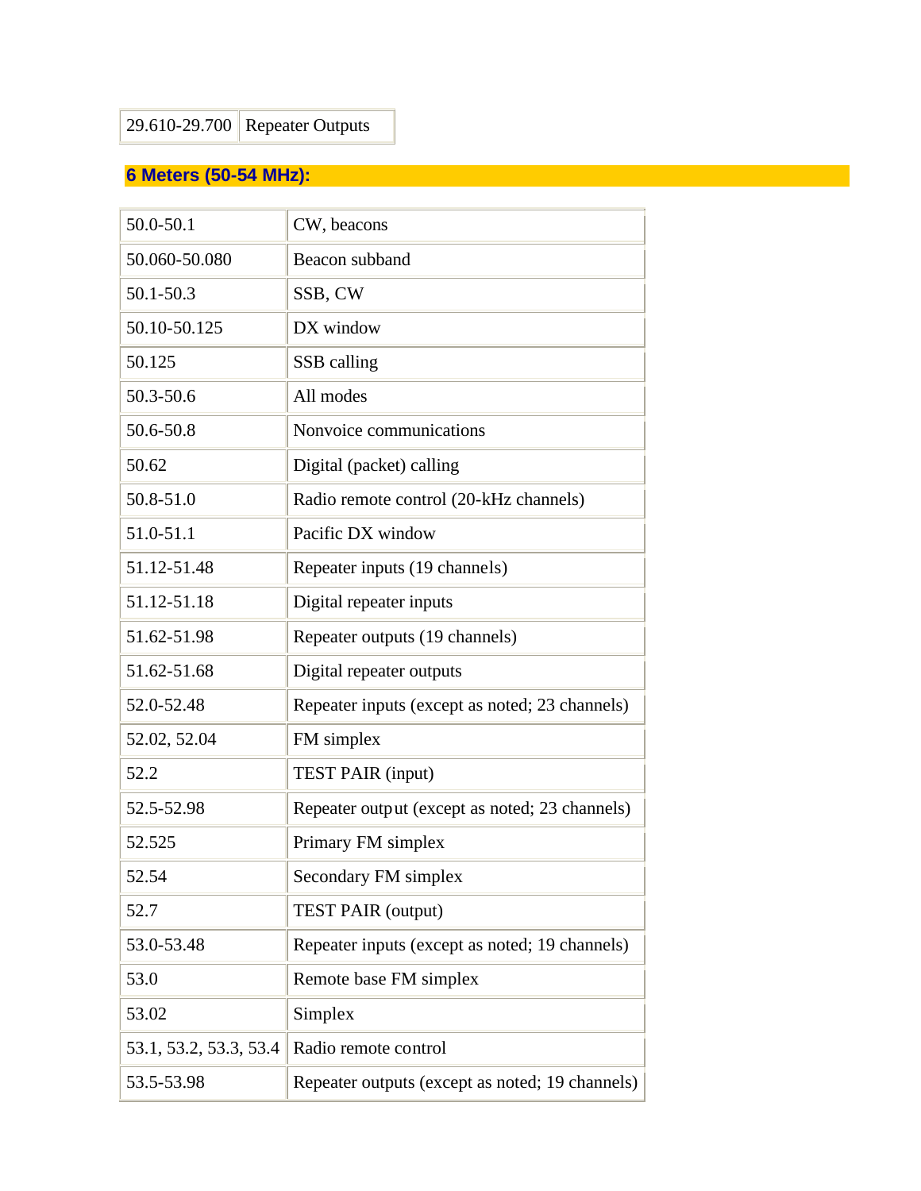| 29.610-29.700 | Repeater Outputs |
|---|---|

## 6 Meters (50-54 MHz):

| 50.0-50.1 | CW, beacons |
|---|---|
| 50.060-50.080 | Beacon subband |
| 50.1-50.3 | SSB, CW |
| 50.10-50.125 | DX window |
| 50.125 | SSB calling |
| 50.3-50.6 | All modes |
| 50.6-50.8 | Nonvoice communications |
| 50.62 | Digital (packet) calling |
| 50.8-51.0 | Radio remote control (20-kHz channels) |
| 51.0-51.1 | Pacific DX window |
| 51.12-51.48 | Repeater inputs (19 channels) |
| 51.12-51.18 | Digital repeater inputs |
| 51.62-51.98 | Repeater outputs (19 channels) |
| 51.62-51.68 | Digital repeater outputs |
| 52.0-52.48 | Repeater inputs (except as noted; 23 channels) |
| 52.02, 52.04 | FM simplex |
| 52.2 | TEST PAIR (input) |
| 52.5-52.98 | Repeater output (except as noted; 23 channels) |
| 52.525 | Primary FM simplex |
| 52.54 | Secondary FM simplex |
| 52.7 | TEST PAIR (output) |
| 53.0-53.48 | Repeater inputs (except as noted; 19 channels) |
| 53.0 | Remote base FM simplex |
| 53.02 | Simplex |
| 53.1, 53.2, 53.3, 53.4 | Radio remote control |
| 53.5-53.98 | Repeater outputs (except as noted; 19 channels) |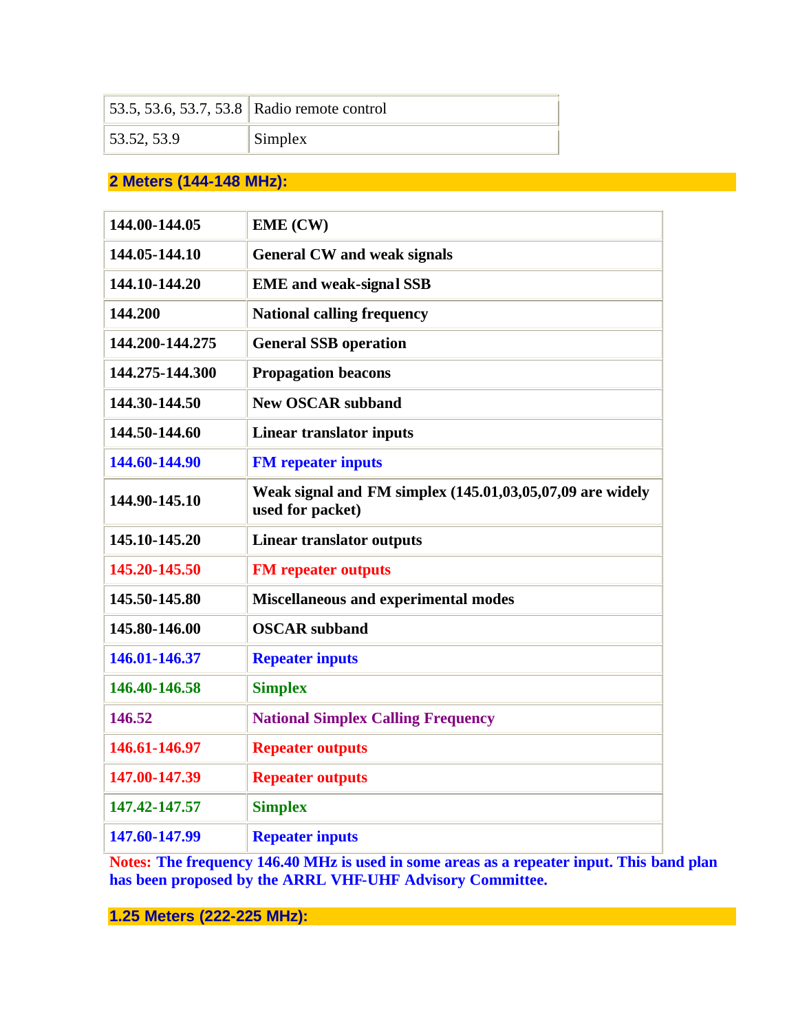| 53.5, 53.6, 53.7, 53.8 | Radio remote control |
|---|---|
| 53.52, 53.9 | Simplex |

## 2 Meters (144-148 MHz):

| **144.00-144.05** | **EME (CW)** |
|---|---|
| **144.05-144.10** | **General CW and weak signals** |
| **144.10-144.20** | **EME and weak-signal SSB** |
| **144.200** | **National calling frequency** |
| **144.200-144.275** | **General SSB operation** |
| **144.275-144.300** | **Propagation beacons** |
| **144.30-144.50** | **New OSCAR subband** |
| **144.50-144.60** | **Linear translator inputs** |
| **144.60-144.90** | **FM repeater inputs** |
| **144.90-145.10** | **Weak signal and FM simplex (145.01,03,05,07,09 are widely used for packet)** |
| **145.10-145.20** | **Linear translator outputs** |
| **145.20-145.50** | **FM repeater outputs** |
| **145.50-145.80** | **Miscellaneous and experimental modes** |
| **145.80-146.00** | **OSCAR subband** |
| **146.01-146.37** | **Repeater inputs** |
| **146.40-146.58** | **Simplex** |
| **146.52** | **National Simplex Calling Frequency** |
| **146.61-146.97** | **Repeater outputs** |
| **147.00-147.39** | **Repeater outputs** |
| **147.42-147.57** | **Simplex** |
| **147.60-147.99** | **Repeater inputs** |

**Notes: The frequency 146.40 MHz is used in some areas as a repeater input. This band plan has been proposed by the ARRL VHF-UHF Advisory Committee.**

## 1.25 Meters (222-225 MHz):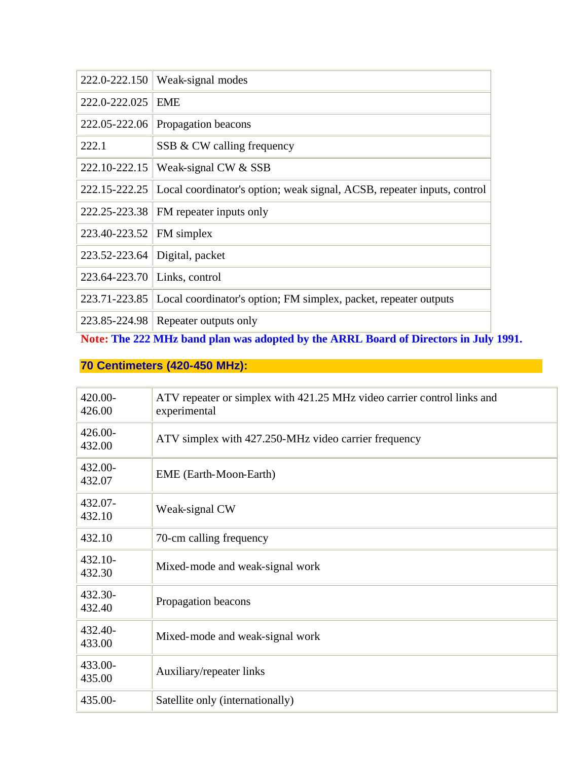| | |
|---|---|
| 222.0-222.150 | Weak-signal modes |
| 222.0-222.025 | EME |
| 222.05-222.06 | Propagation beacons |
| 222.1 | SSB & CW calling frequency |
| 222.10-222.15 | Weak-signal CW & SSB |
| 222.15-222.25 | Local coordinator's option; weak signal, ACSB, repeater inputs, control |
| 222.25-223.38 | FM repeater inputs only |
| 223.40-223.52 | FM simplex |
| 223.52-223.64 | Digital, packet |
| 223.64-223.70 | Links, control |
| 223.71-223.85 | Local coordinator's option; FM simplex, packet, repeater outputs |
| 223.85-224.98 | Repeater outputs only |

**Note: The 222 MHz band plan was adopted by the ARRL Board of Directors in July 1991.**

## 70 Centimeters (420-450 MHz):

| | |
|---|---|
| 420.00-426.00 | ATV repeater or simplex with 421.25 MHz video carrier control links and experimental |
| 426.00-432.00 | ATV simplex with 427.250-MHz video carrier frequency |
| 432.00-432.07 | EME (Earth-Moon-Earth) |
| 432.07-432.10 | Weak-signal CW |
| 432.10 | 70-cm calling frequency |
| 432.10-432.30 | Mixed-mode and weak-signal work |
| 432.30-432.40 | Propagation beacons |
| 432.40-433.00 | Mixed-mode and weak-signal work |
| 433.00-435.00 | Auxiliary/repeater links |
| 435.00- | Satellite only (internationally) |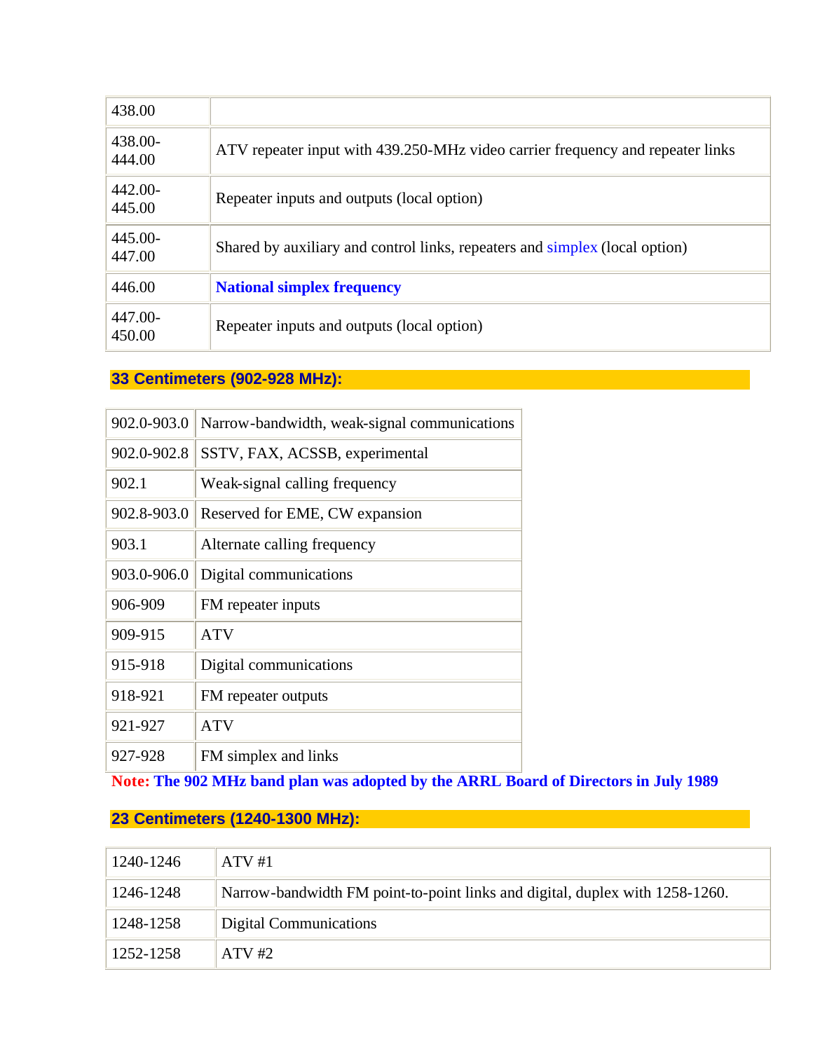| | |
|---|---|
| 438.00 | |
| 438.00-444.00 | ATV repeater input with 439.250-MHz video carrier frequency and repeater links |
| 442.00-445.00 | Repeater inputs and outputs (local option) |
| 445.00-447.00 | Shared by auxiliary and control links, repeaters and simplex (local option) |
| 446.00 | **National simplex frequency** |
| 447.00-450.00 | Repeater inputs and outputs (local option) |

## 33 Centimeters (902-928 MHz):

| | |
|---|---|
| 902.0-903.0 | Narrow-bandwidth, weak-signal communications |
| 902.0-902.8 | SSTV, FAX, ACSSB, experimental |
| 902.1 | Weak-signal calling frequency |
| 902.8-903.0 | Reserved for EME, CW expansion |
| 903.1 | Alternate calling frequency |
| 903.0-906.0 | Digital communications |
| 906-909 | FM repeater inputs |
| 909-915 | ATV |
| 915-918 | Digital communications |
| 918-921 | FM repeater outputs |
| 921-927 | ATV |
| 927-928 | FM simplex and links |

**Note: The 902 MHz band plan was adopted by the ARRL Board of Directors in July 1989**

## 23 Centimeters (1240-1300 MHz):

| | |
|---|---|
| 1240-1246 | ATV #1 |
| 1246-1248 | Narrow-bandwidth FM point-to-point links and digital, duplex with 1258-1260. |
| 1248-1258 | Digital Communications |
| 1252-1258 | ATV #2 |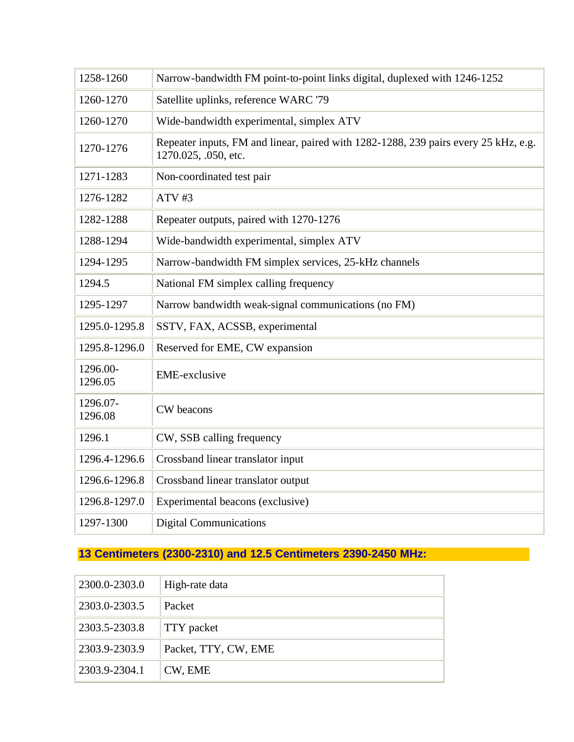| | |
|---|---|
| 1258-1260 | Narrow-bandwidth FM point-to-point links digital, duplexed with 1246-1252 |
| 1260-1270 | Satellite uplinks, reference WARC '79 |
| 1260-1270 | Wide-bandwidth experimental, simplex ATV |
| 1270-1276 | Repeater inputs, FM and linear, paired with 1282-1288, 239 pairs every 25 kHz, e.g. 1270.025, .050, etc. |
| 1271-1283 | Non-coordinated test pair |
| 1276-1282 | ATV #3 |
| 1282-1288 | Repeater outputs, paired with 1270-1276 |
| 1288-1294 | Wide-bandwidth experimental, simplex ATV |
| 1294-1295 | Narrow-bandwidth FM simplex services, 25-kHz channels |
| 1294.5 | National FM simplex calling frequency |
| 1295-1297 | Narrow bandwidth weak-signal communications (no FM) |
| 1295.0-1295.8 | SSTV, FAX, ACSSB, experimental |
| 1295.8-1296.0 | Reserved for EME, CW expansion |
| 1296.00-1296.05 | EME-exclusive |
| 1296.07-1296.08 | CW beacons |
| 1296.1 | CW, SSB calling frequency |
| 1296.4-1296.6 | Crossband linear translator input |
| 1296.6-1296.8 | Crossband linear translator output |
| 1296.8-1297.0 | Experimental beacons (exclusive) |
| 1297-1300 | Digital Communications |

## 13 Centimeters (2300-2310) and 12.5 Centimeters 2390-2450 MHz:

| | |
|---|---|
| 2300.0-2303.0 | High-rate data |
| 2303.0-2303.5 | Packet |
| 2303.5-2303.8 | TTY packet |
| 2303.9-2303.9 | Packet, TTY, CW, EME |
| 2303.9-2304.1 | CW, EME |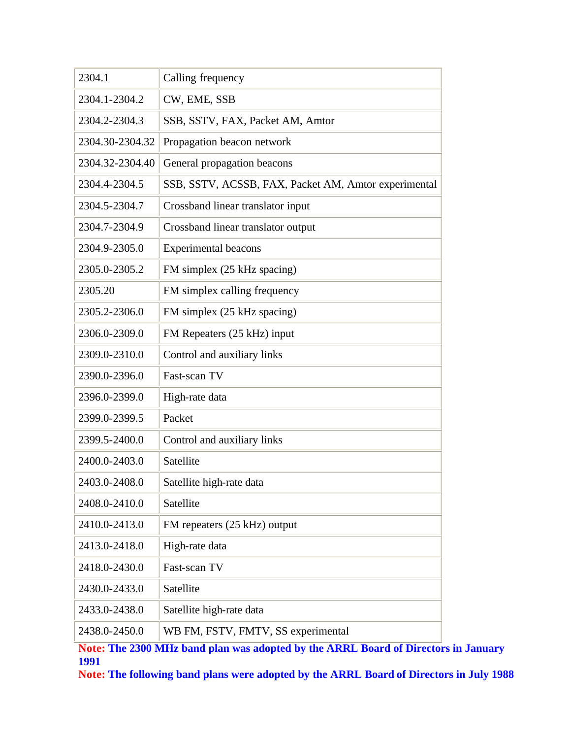| | |
|---|---|
| 2304.1 | Calling frequency |
| 2304.1-2304.2 | CW, EME, SSB |
| 2304.2-2304.3 | SSB, SSTV, FAX, Packet AM, Amtor |
| 2304.30-2304.32 | Propagation beacon network |
| 2304.32-2304.40 | General propagation beacons |
| 2304.4-2304.5 | SSB, SSTV, ACSSB, FAX, Packet AM, Amtor experimental |
| 2304.5-2304.7 | Crossband linear translator input |
| 2304.7-2304.9 | Crossband linear translator output |
| 2304.9-2305.0 | Experimental beacons |
| 2305.0-2305.2 | FM simplex (25 kHz spacing) |
| 2305.20 | FM simplex calling frequency |
| 2305.2-2306.0 | FM simplex (25 kHz spacing) |
| 2306.0-2309.0 | FM Repeaters (25 kHz) input |
| 2309.0-2310.0 | Control and auxiliary links |
| 2390.0-2396.0 | Fast-scan TV |
| 2396.0-2399.0 | High-rate data |
| 2399.0-2399.5 | Packet |
| 2399.5-2400.0 | Control and auxiliary links |
| 2400.0-2403.0 | Satellite |
| 2403.0-2408.0 | Satellite high-rate data |
| 2408.0-2410.0 | Satellite |
| 2410.0-2413.0 | FM repeaters (25 kHz) output |
| 2413.0-2418.0 | High-rate data |
| 2418.0-2430.0 | Fast-scan TV |
| 2430.0-2433.0 | Satellite |
| 2433.0-2438.0 | Satellite high-rate data |
| 2438.0-2450.0 | WB FM, FSTV, FMTV, SS experimental |

**Note: The 2300 MHz band plan was adopted by the ARRL Board of Directors in January 1991**

**Note: The following band plans were adopted by the ARRL Board of Directors in July 1988**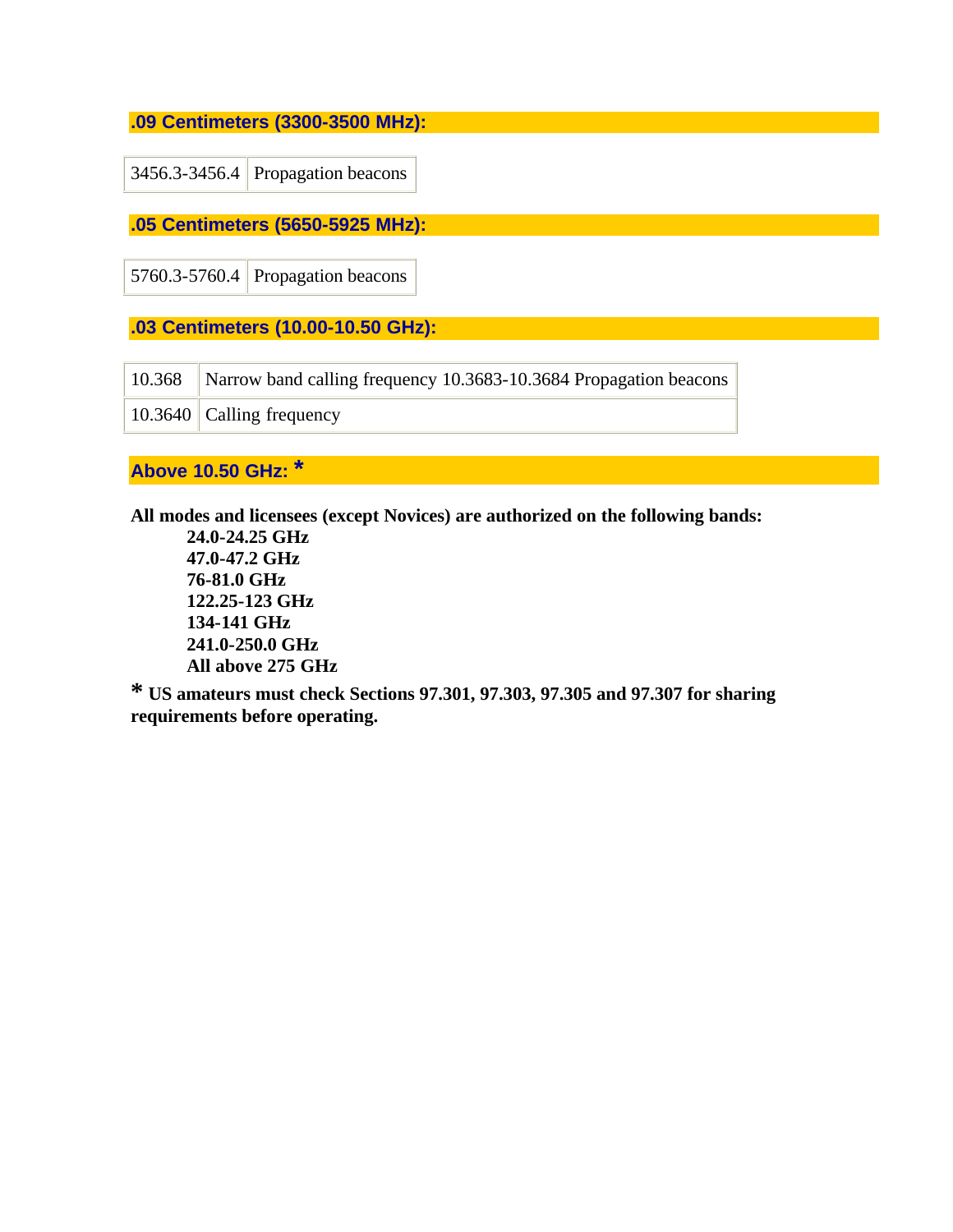### .09 Centimeters (3300-3500 MHz):

| | |
|---|---|
| 3456.3-3456.4 | Propagation beacons |

### .05 Centimeters (5650-5925 MHz):

| | |
|---|---|
| 5760.3-5760.4 | Propagation beacons |

### .03 Centimeters (10.00-10.50 GHz):

| | |
|---|---|
| 10.368 | Narrow band calling frequency 10.3683-10.3684 Propagation beacons |
| 10.3640 | Calling frequency |

### Above 10.50 GHz: *

**All modes and licensees (except Novices) are authorized on the following bands:**

- **24.0-24.25 GHz**
- **47.0-47.2 GHz**
- **76-81.0 GHz**
- **122.25-123 GHz**
- **134-141 GHz**
- **241.0-250.0 GHz**
- **All above 275 GHz**

**\* US amateurs must check Sections 97.301, 97.303, 97.305 and 97.307 for sharing requirements before operating.**